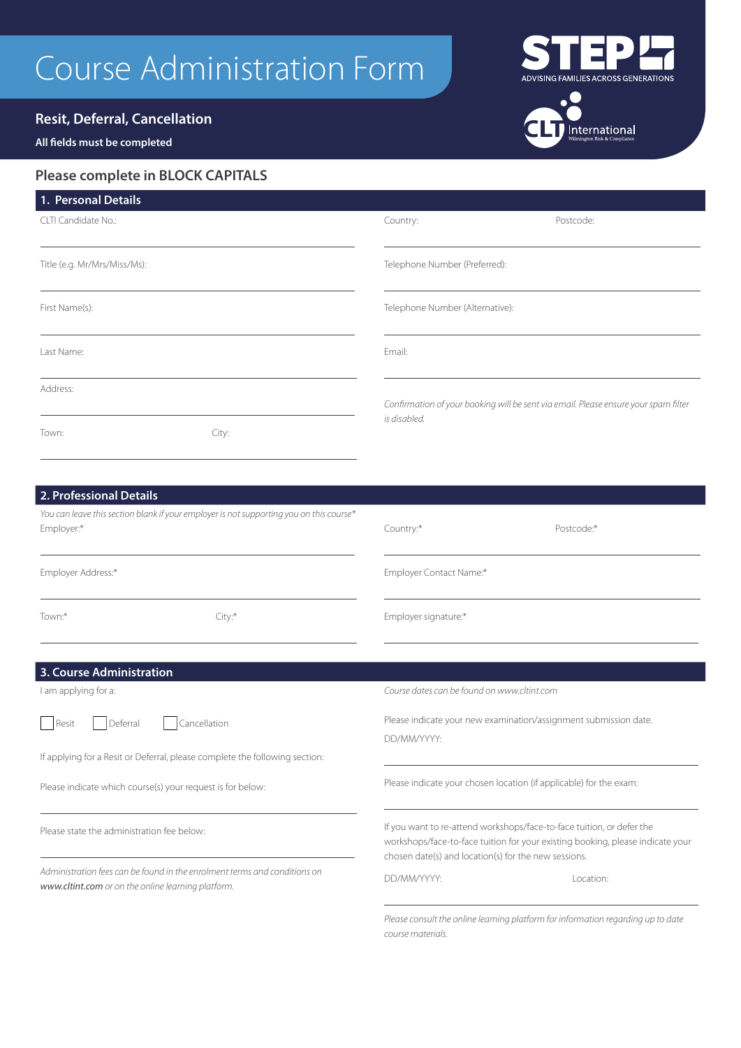# Course Administration Form

STEP ADVISING FAMILIES ACROSS GENERATIONS

CLT International Wilmington Risk & Compliance

## Resit, Deferral, Cancellation

**All fields must be completed**

## Please complete in BLOCK CAPITALS

### 1. Personal Details

CLTI Candidate No.:

Title (e.g. Mr/Mrs/Miss/Ms):

First Name(s):

Last Name:

Address:

Town: City:

Country: Postcode:

Telephone Number (Preferred):

Telephone Number (Alternative):

Email:

*Confirmation of your booking will be sent via email. Please ensure your spam filter is disabled.*

### 2. Professional Details

*You can leave this section blank if your employer is not supporting you on this course**

Employer:*

Employer Address:*

Town:* City:*

Country:* Postcode:*

Employer Contact Name:*

Employer signature:*

### 3. Course Administration

I am applying for a:

☐ Resit ☐ Deferral ☐ Cancellation

If applying for a Resit or Deferral, please complete the following section:

Please indicate which course(s) your request is for below:

Please state the administration fee below:

*Administration fees can be found in the enrolment terms and conditions on* ***www.cltint.com*** *or on the online learning platform.*

*Course dates can be found on www.cltint.com*

Please indicate your new examination/assignment submission date.

DD/MM/YYYY:

Please indicate your chosen location (if applicable) for the exam:

If you want to re-attend workshops/face-to-face tuition, or defer the workshops/face-to-face tuition for your existing booking, please indicate your chosen date(s) and location(s) for the new sessions.

DD/MM/YYYY: Location:

*Please consult the online learning platform for information regarding up to date course materials.*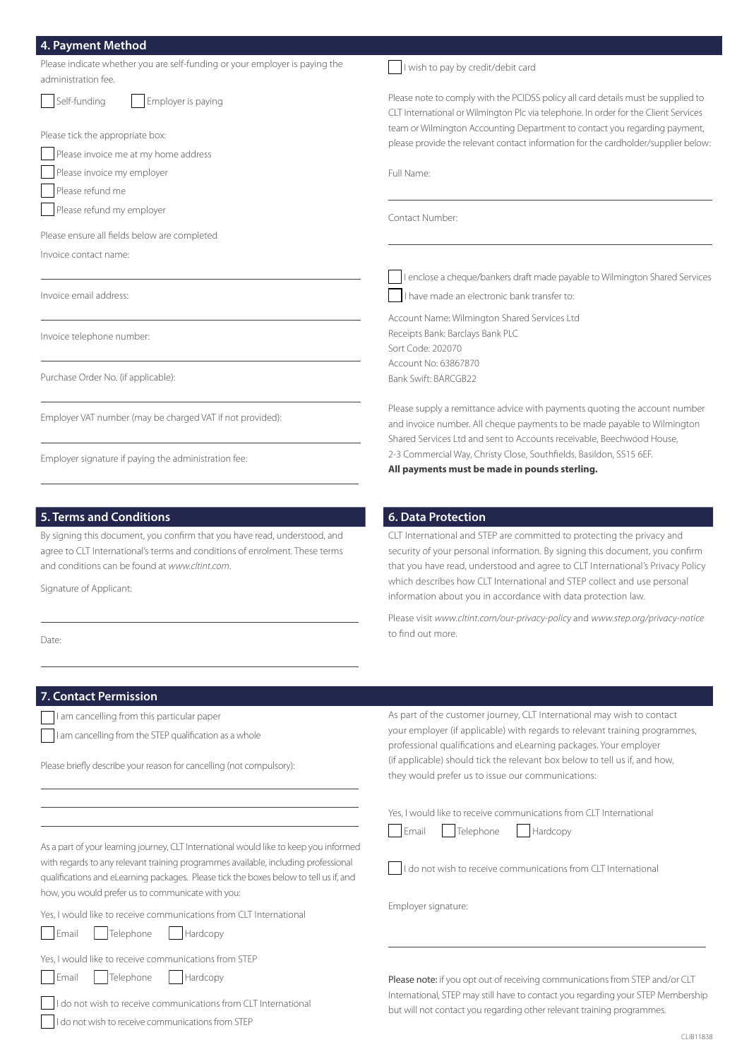## 4. Payment Method

Please indicate whether you are self-funding or your employer is paying the administration fee.

☐ Self-funding ☐ Employer is paying

Please tick the appropriate box:

☐ Please invoice me at my home address
☐ Please invoice my employer
☐ Please refund me
☐ Please refund my employer

Please ensure all fields below are completed

Invoice contact name:

Invoice email address:

Invoice telephone number:

Purchase Order No. (if applicable):

Employer VAT number (may be charged VAT if not provided):

Employer signature if paying the administration fee:

☐ I wish to pay by credit/debit card

Please note to comply with the PCIDSS policy all card details must be supplied to CLT International or Wilmington Plc via telephone. In order for the Client Services team or Wilmington Accounting Department to contact you regarding payment, please provide the relevant contact information for the cardholder/supplier below:

Full Name:

Contact Number:

☐ I enclose a cheque/bankers draft made payable to Wilmington Shared Services
☐ I have made an electronic bank transfer to:

Account Name: Wilmington Shared Services Ltd
Receipts Bank: Barclays Bank PLC
Sort Code: 202070
Account No: 63867870
Bank Swift: BARCGB22

Please supply a remittance advice with payments quoting the account number and invoice number. All cheque payments to be made payable to Wilmington Shared Services Ltd and sent to Accounts receivable, Beechwood House, 2-3 Commercial Way, Christy Close, Southfields, Basildon, SS15 6EF.
**All payments must be made in pounds sterling.**

## 5. Terms and Conditions

By signing this document, you confirm that you have read, understood, and agree to CLT International's terms and conditions of enrolment. These terms and conditions can be found at *www.cltint.com*.

Signature of Applicant:

Date:

## 6. Data Protection

CLT International and STEP are committed to protecting the privacy and security of your personal information. By signing this document, you confirm that you have read, understood and agree to CLT International's Privacy Policy which describes how CLT International and STEP collect and use personal information about you in accordance with data protection law.

Please visit *www.cltint.com/our-privacy-policy* and *www.step.org/privacy-notice* to find out more.

## 7. Contact Permission

☐ I am cancelling from this particular paper
☐ I am cancelling from the STEP qualification as a whole

Please briefly describe your reason for cancelling (not compulsory):

As a part of your learning journey, CLT International would like to keep you informed with regards to any relevant training programmes available, including professional qualifications and eLearning packages. Please tick the boxes below to tell us if, and how, you would prefer us to communicate with you:

Yes, I would like to receive communications from CLT International

☐ Email ☐ Telephone ☐ Hardcopy

Yes, I would like to receive communications from STEP

☐ Email ☐ Telephone ☐ Hardcopy

☐ I do not wish to receive communications from CLT International
☐ I do not wish to receive communications from STEP

As part of the customer journey, CLT International may wish to contact your employer (if applicable) with regards to relevant training programmes, professional qualifications and eLearning packages. Your employer (if applicable) should tick the relevant box below to tell us if, and how, they would prefer us to issue our communications:

Yes, I would like to receive communications from CLT International

☐ Email ☐ Telephone ☐ Hardcopy

☐ I do not wish to receive communications from CLT International

Employer signature:

**Please note:** if you opt out of receiving communications from STEP and/or CLT International, STEP may still have to contact you regarding your STEP Membership but will not contact you regarding other relevant training programmes.

CLIB11838